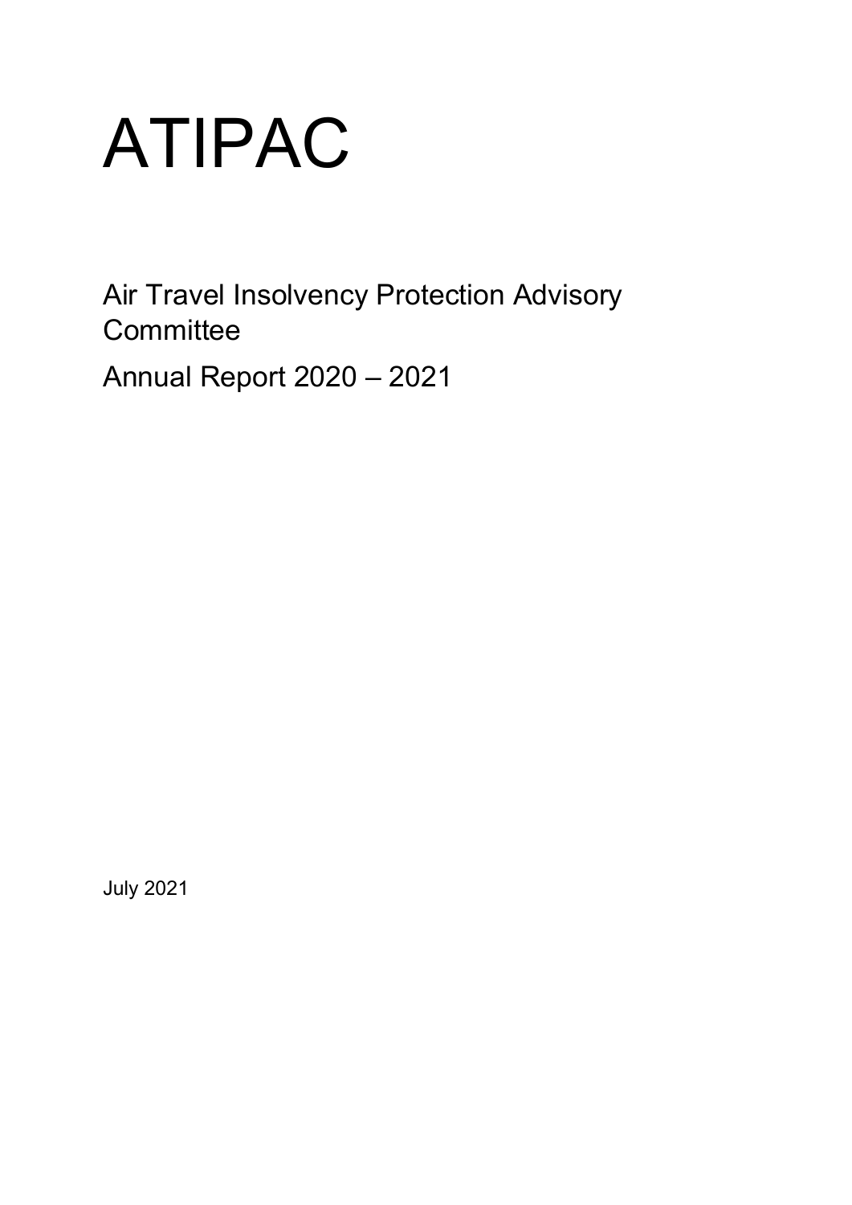# ATIPAC

## Air Travel Insolvency Protection Advisory Committee

## Annual Report 2020 – 2021

July 2021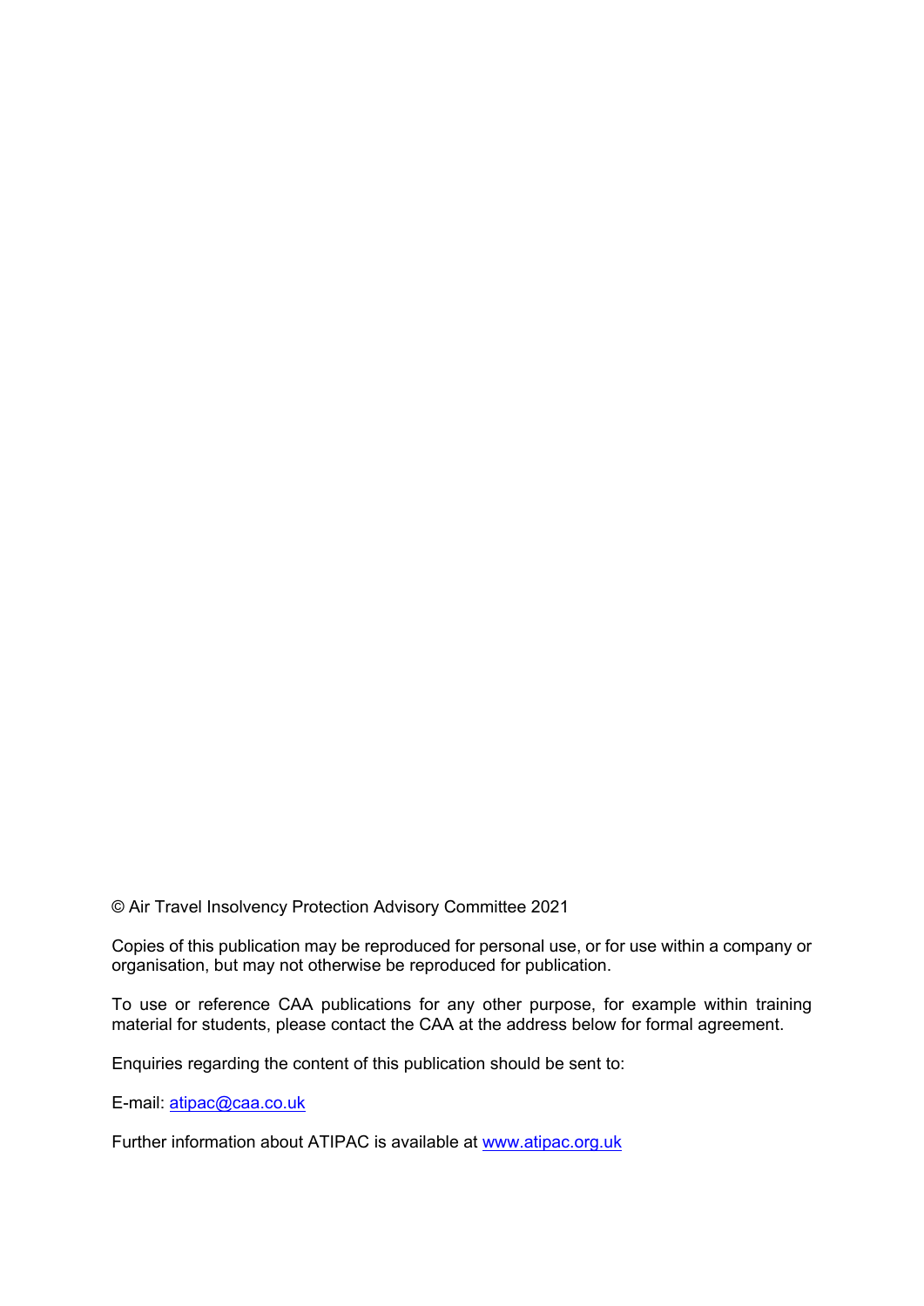© Air Travel Insolvency Protection Advisory Committee 2021

Copies of this publication may be reproduced for personal use, or for use within a company or organisation, but may not otherwise be reproduced for publication.

To use or reference CAA publications for any other purpose, for example within training material for students, please contact the CAA at the address below for formal agreement.

Enquiries regarding the content of this publication should be sent to:

E-mail: [atipac@caa.co.uk](mailto:atipac@caa.co.uk)

Further information about ATIPAC is available at [www.atipac.org.uk](http://www.atipac.org.uk)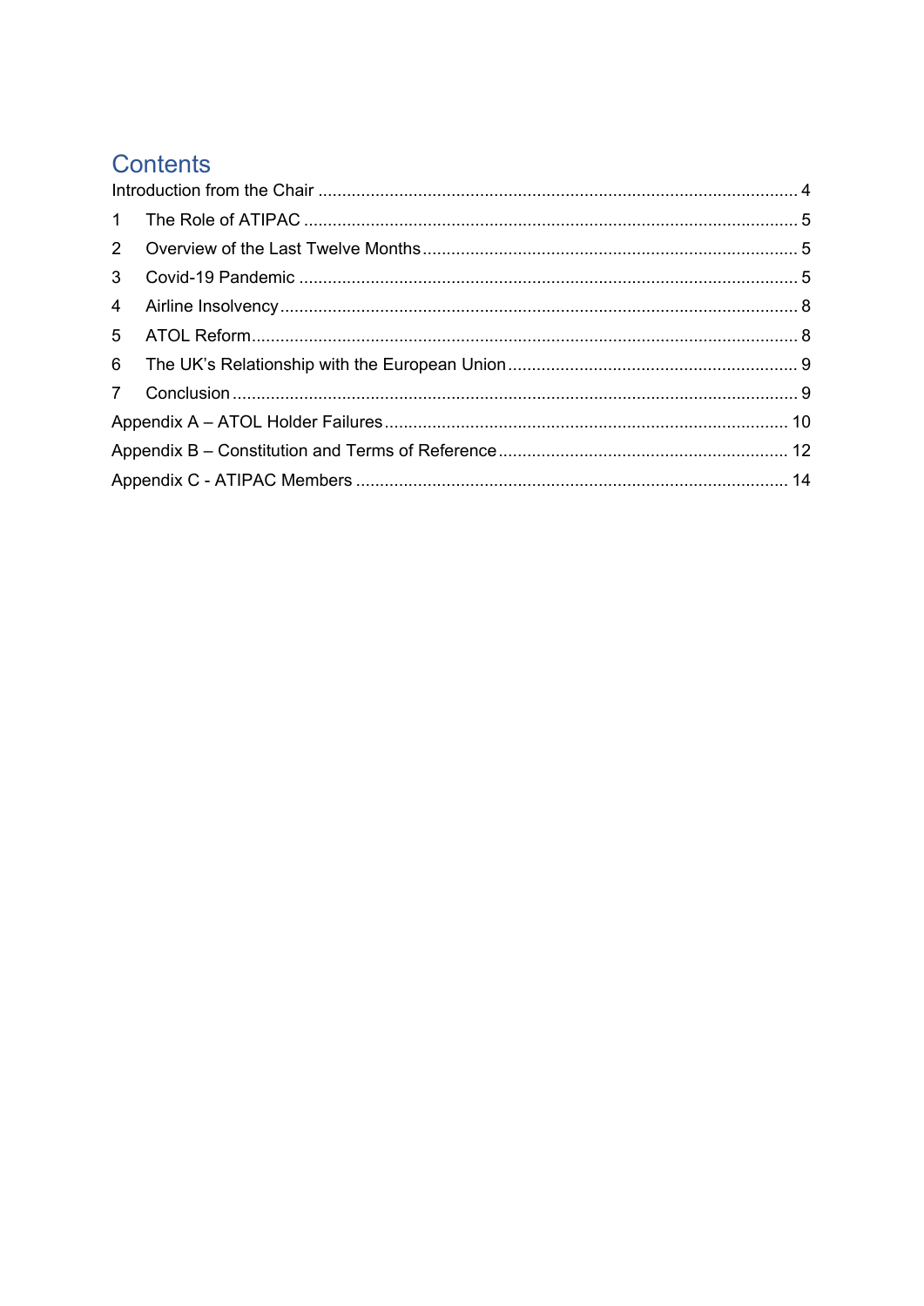# Contents

Introduction from the Chair .................................................................................................. 4

1 The Role of ATIPAC ...................................................................................................... 5

2 Overview of the Last Twelve Months ............................................................................ 5

3 Covid-19 Pandemic ....................................................................................................... 5

4 Airline Insolvency .......................................................................................................... 8

5 ATOL Reform ................................................................................................................. 8

6 The UK's Relationship with the European Union ........................................................... 9

7 Conclusion ..................................................................................................................... 9

Appendix A – ATOL Holder Failures ..................................................................................... 10

Appendix B – Constitution and Terms of Reference ............................................................. 12

Appendix C - ATIPAC Members ........................................................................................... 14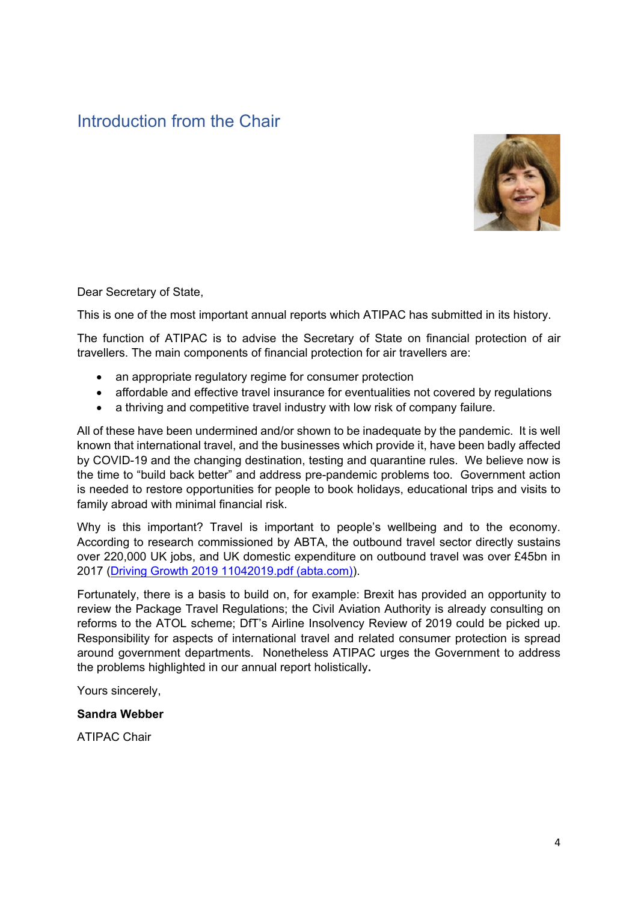## Introduction from the Chair

Dear Secretary of State,

This is one of the most important annual reports which ATIPAC has submitted in its history.

The function of ATIPAC is to advise the Secretary of State on financial protection of air travellers. The main components of financial protection for air travellers are:

- an appropriate regulatory regime for consumer protection
- affordable and effective travel insurance for eventualities not covered by regulations
- a thriving and competitive travel industry with low risk of company failure.

All of these have been undermined and/or shown to be inadequate by the pandemic. It is well known that international travel, and the businesses which provide it, have been badly affected by COVID-19 and the changing destination, testing and quarantine rules. We believe now is the time to "build back better" and address pre-pandemic problems too. Government action is needed to restore opportunities for people to book holidays, educational trips and visits to family abroad with minimal financial risk.

Why is this important? Travel is important to people's wellbeing and to the economy. According to research commissioned by ABTA, the outbound travel sector directly sustains over 220,000 UK jobs, and UK domestic expenditure on outbound travel was over £45bn in 2017 (Driving Growth 2019 11042019.pdf (abta.com)).

Fortunately, there is a basis to build on, for example: Brexit has provided an opportunity to review the Package Travel Regulations; the Civil Aviation Authority is already consulting on reforms to the ATOL scheme; DfT's Airline Insolvency Review of 2019 could be picked up. Responsibility for aspects of international travel and related consumer protection is spread around government departments. Nonetheless ATIPAC urges the Government to address the problems highlighted in our annual report holistically**.**

Yours sincerely,

**Sandra Webber**

ATIPAC Chair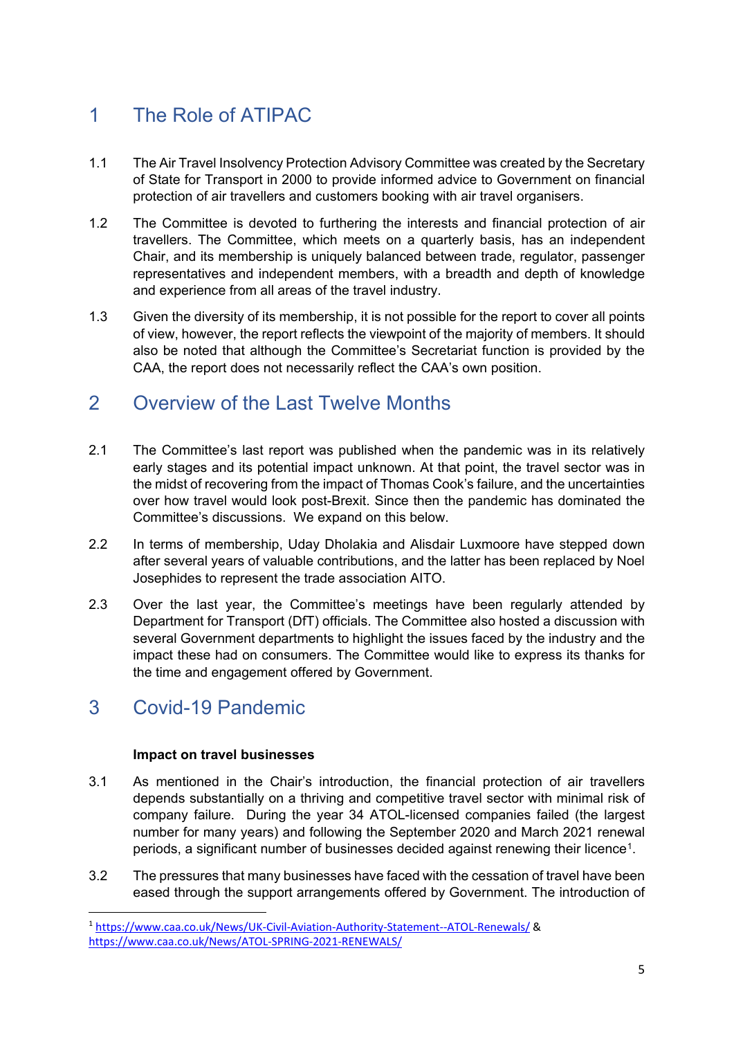# 1 The Role of ATIPAC

1.1 The Air Travel Insolvency Protection Advisory Committee was created by the Secretary of State for Transport in 2000 to provide informed advice to Government on financial protection of air travellers and customers booking with air travel organisers.

1.2 The Committee is devoted to furthering the interests and financial protection of air travellers. The Committee, which meets on a quarterly basis, has an independent Chair, and its membership is uniquely balanced between trade, regulator, passenger representatives and independent members, with a breadth and depth of knowledge and experience from all areas of the travel industry.

1.3 Given the diversity of its membership, it is not possible for the report to cover all points of view, however, the report reflects the viewpoint of the majority of members. It should also be noted that although the Committee's Secretariat function is provided by the CAA, the report does not necessarily reflect the CAA's own position.

# 2 Overview of the Last Twelve Months

2.1 The Committee's last report was published when the pandemic was in its relatively early stages and its potential impact unknown. At that point, the travel sector was in the midst of recovering from the impact of Thomas Cook's failure, and the uncertainties over how travel would look post-Brexit. Since then the pandemic has dominated the Committee's discussions. We expand on this below.

2.2 In terms of membership, Uday Dholakia and Alisdair Luxmoore have stepped down after several years of valuable contributions, and the latter has been replaced by Noel Josephides to represent the trade association AITO.

2.3 Over the last year, the Committee's meetings have been regularly attended by Department for Transport (DfT) officials. The Committee also hosted a discussion with several Government departments to highlight the issues faced by the industry and the impact these had on consumers. The Committee would like to express its thanks for the time and engagement offered by Government.

# 3 Covid-19 Pandemic

**Impact on travel businesses**

3.1 As mentioned in the Chair's introduction, the financial protection of air travellers depends substantially on a thriving and competitive travel sector with minimal risk of company failure. During the year 34 ATOL-licensed companies failed (the largest number for many years) and following the September 2020 and March 2021 renewal periods, a significant number of businesses decided against renewing their licence[1].

3.2 The pressures that many businesses have faced with the cessation of travel have been eased through the support arrangements offered by Government. The introduction of

[1] https://www.caa.co.uk/News/UK-Civil-Aviation-Authority-Statement--ATOL-Renewals/ & https://www.caa.co.uk/News/ATOL-SPRING-2021-RENEWALS/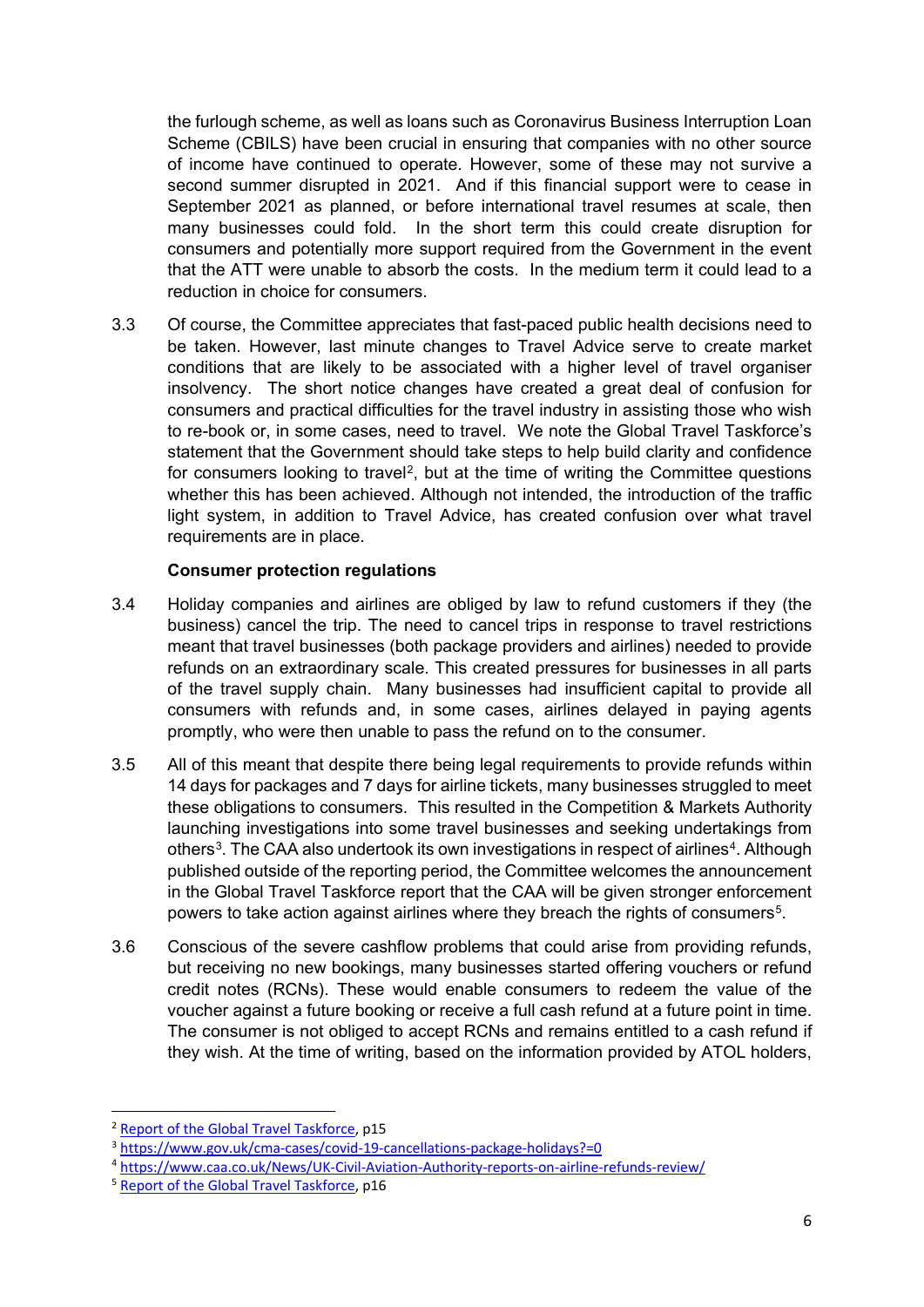the furlough scheme, as well as loans such as Coronavirus Business Interruption Loan Scheme (CBILS) have been crucial in ensuring that companies with no other source of income have continued to operate. However, some of these may not survive a second summer disrupted in 2021. And if this financial support were to cease in September 2021 as planned, or before international travel resumes at scale, then many businesses could fold. In the short term this could create disruption for consumers and potentially more support required from the Government in the event that the ATT were unable to absorb the costs. In the medium term it could lead to a reduction in choice for consumers.

3.3 Of course, the Committee appreciates that fast-paced public health decisions need to be taken. However, last minute changes to Travel Advice serve to create market conditions that are likely to be associated with a higher level of travel organiser insolvency. The short notice changes have created a great deal of confusion for consumers and practical difficulties for the travel industry in assisting those who wish to re-book or, in some cases, need to travel. We note the Global Travel Taskforce's statement that the Government should take steps to help build clarity and confidence for consumers looking to travel[2], but at the time of writing the Committee questions whether this has been achieved. Although not intended, the introduction of the traffic light system, in addition to Travel Advice, has created confusion over what travel requirements are in place.

**Consumer protection regulations**

3.4 Holiday companies and airlines are obliged by law to refund customers if they (the business) cancel the trip. The need to cancel trips in response to travel restrictions meant that travel businesses (both package providers and airlines) needed to provide refunds on an extraordinary scale. This created pressures for businesses in all parts of the travel supply chain. Many businesses had insufficient capital to provide all consumers with refunds and, in some cases, airlines delayed in paying agents promptly, who were then unable to pass the refund on to the consumer.

3.5 All of this meant that despite there being legal requirements to provide refunds within 14 days for packages and 7 days for airline tickets, many businesses struggled to meet these obligations to consumers. This resulted in the Competition & Markets Authority launching investigations into some travel businesses and seeking undertakings from others[3]. The CAA also undertook its own investigations in respect of airlines[4]. Although published outside of the reporting period, the Committee welcomes the announcement in the Global Travel Taskforce report that the CAA will be given stronger enforcement powers to take action against airlines where they breach the rights of consumers[5].

3.6 Conscious of the severe cashflow problems that could arise from providing refunds, but receiving no new bookings, many businesses started offering vouchers or refund credit notes (RCNs). These would enable consumers to redeem the value of the voucher against a future booking or receive a full cash refund at a future point in time. The consumer is not obliged to accept RCNs and remains entitled to a cash refund if they wish. At the time of writing, based on the information provided by ATOL holders,

---

[2] Report of the Global Travel Taskforce, p15

[3] https://www.gov.uk/cma-cases/covid-19-cancellations-package-holidays?=0

[4] https://www.caa.co.uk/News/UK-Civil-Aviation-Authority-reports-on-airline-refunds-review/

[5] Report of the Global Travel Taskforce, p16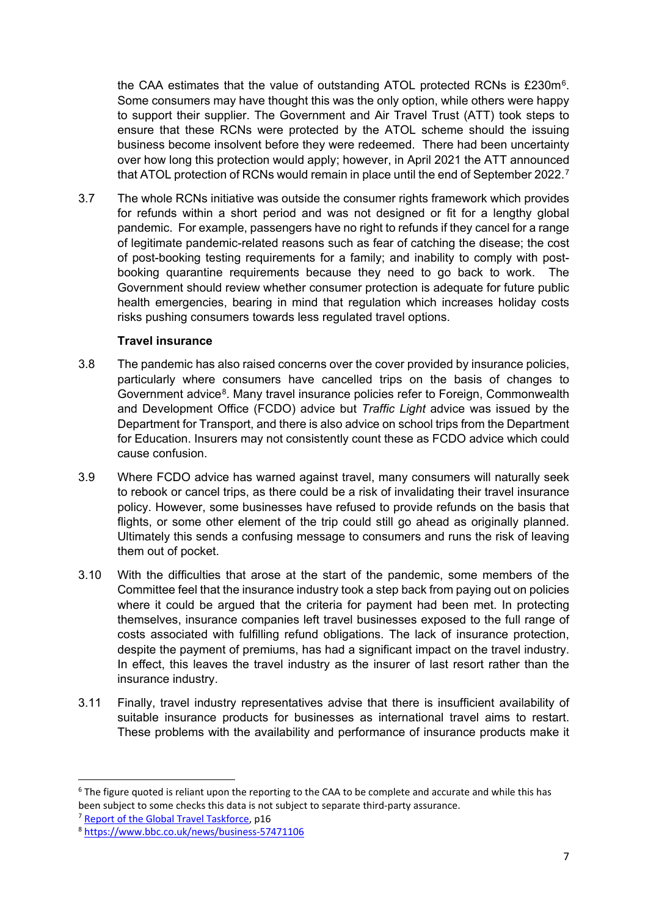the CAA estimates that the value of outstanding ATOL protected RCNs is £230m[6]. Some consumers may have thought this was the only option, while others were happy to support their supplier. The Government and Air Travel Trust (ATT) took steps to ensure that these RCNs were protected by the ATOL scheme should the issuing business become insolvent before they were redeemed. There had been uncertainty over how long this protection would apply; however, in April 2021 the ATT announced that ATOL protection of RCNs would remain in place until the end of September 2022.[7]

3.7 The whole RCNs initiative was outside the consumer rights framework which provides for refunds within a short period and was not designed or fit for a lengthy global pandemic. For example, passengers have no right to refunds if they cancel for a range of legitimate pandemic-related reasons such as fear of catching the disease; the cost of post-booking testing requirements for a family; and inability to comply with post-booking quarantine requirements because they need to go back to work. The Government should review whether consumer protection is adequate for future public health emergencies, bearing in mind that regulation which increases holiday costs risks pushing consumers towards less regulated travel options.

**Travel insurance**

3.8 The pandemic has also raised concerns over the cover provided by insurance policies, particularly where consumers have cancelled trips on the basis of changes to Government advice[8]. Many travel insurance policies refer to Foreign, Commonwealth and Development Office (FCDO) advice but *Traffic Light* advice was issued by the Department for Transport, and there is also advice on school trips from the Department for Education. Insurers may not consistently count these as FCDO advice which could cause confusion.

3.9 Where FCDO advice has warned against travel, many consumers will naturally seek to rebook or cancel trips, as there could be a risk of invalidating their travel insurance policy. However, some businesses have refused to provide refunds on the basis that flights, or some other element of the trip could still go ahead as originally planned. Ultimately this sends a confusing message to consumers and runs the risk of leaving them out of pocket.

3.10 With the difficulties that arose at the start of the pandemic, some members of the Committee feel that the insurance industry took a step back from paying out on policies where it could be argued that the criteria for payment had been met. In protecting themselves, insurance companies left travel businesses exposed to the full range of costs associated with fulfilling refund obligations. The lack of insurance protection, despite the payment of premiums, has had a significant impact on the travel industry. In effect, this leaves the travel industry as the insurer of last resort rather than the insurance industry.

3.11 Finally, travel industry representatives advise that there is insufficient availability of suitable insurance products for businesses as international travel aims to restart. These problems with the availability and performance of insurance products make it

---

[6] The figure quoted is reliant upon the reporting to the CAA to be complete and accurate and while this has been subject to some checks this data is not subject to separate third-party assurance.

[7] [Report of the Global Travel Taskforce](), p16

[8] https://www.bbc.co.uk/news/business-57471106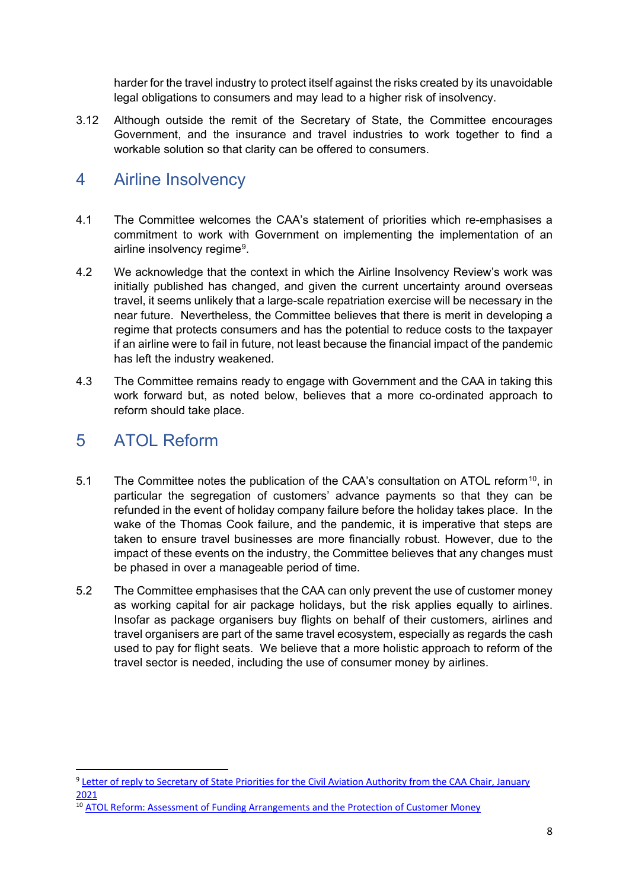harder for the travel industry to protect itself against the risks created by its unavoidable legal obligations to consumers and may lead to a higher risk of insolvency.

3.12 Although outside the remit of the Secretary of State, the Committee encourages Government, and the insurance and travel industries to work together to find a workable solution so that clarity can be offered to consumers.

# 4 Airline Insolvency

4.1 The Committee welcomes the CAA's statement of priorities which re-emphasises a commitment to work with Government on implementing the implementation of an airline insolvency regime[9].

4.2 We acknowledge that the context in which the Airline Insolvency Review's work was initially published has changed, and given the current uncertainty around overseas travel, it seems unlikely that a large-scale repatriation exercise will be necessary in the near future. Nevertheless, the Committee believes that there is merit in developing a regime that protects consumers and has the potential to reduce costs to the taxpayer if an airline were to fail in future, not least because the financial impact of the pandemic has left the industry weakened.

4.3 The Committee remains ready to engage with Government and the CAA in taking this work forward but, as noted below, believes that a more co-ordinated approach to reform should take place.

# 5 ATOL Reform

5.1 The Committee notes the publication of the CAA's consultation on ATOL reform[10], in particular the segregation of customers' advance payments so that they can be refunded in the event of holiday company failure before the holiday takes place. In the wake of the Thomas Cook failure, and the pandemic, it is imperative that steps are taken to ensure travel businesses are more financially robust. However, due to the impact of these events on the industry, the Committee believes that any changes must be phased in over a manageable period of time.

5.2 The Committee emphasises that the CAA can only prevent the use of customer money as working capital for air package holidays, but the risk applies equally to airlines. Insofar as package organisers buy flights on behalf of their customers, airlines and travel organisers are part of the same travel ecosystem, especially as regards the cash used to pay for flight seats. We believe that a more holistic approach to reform of the travel sector is needed, including the use of consumer money by airlines.

---

[9] Letter of reply to Secretary of State Priorities for the Civil Aviation Authority from the CAA Chair, January 2021

[10] ATOL Reform: Assessment of Funding Arrangements and the Protection of Customer Money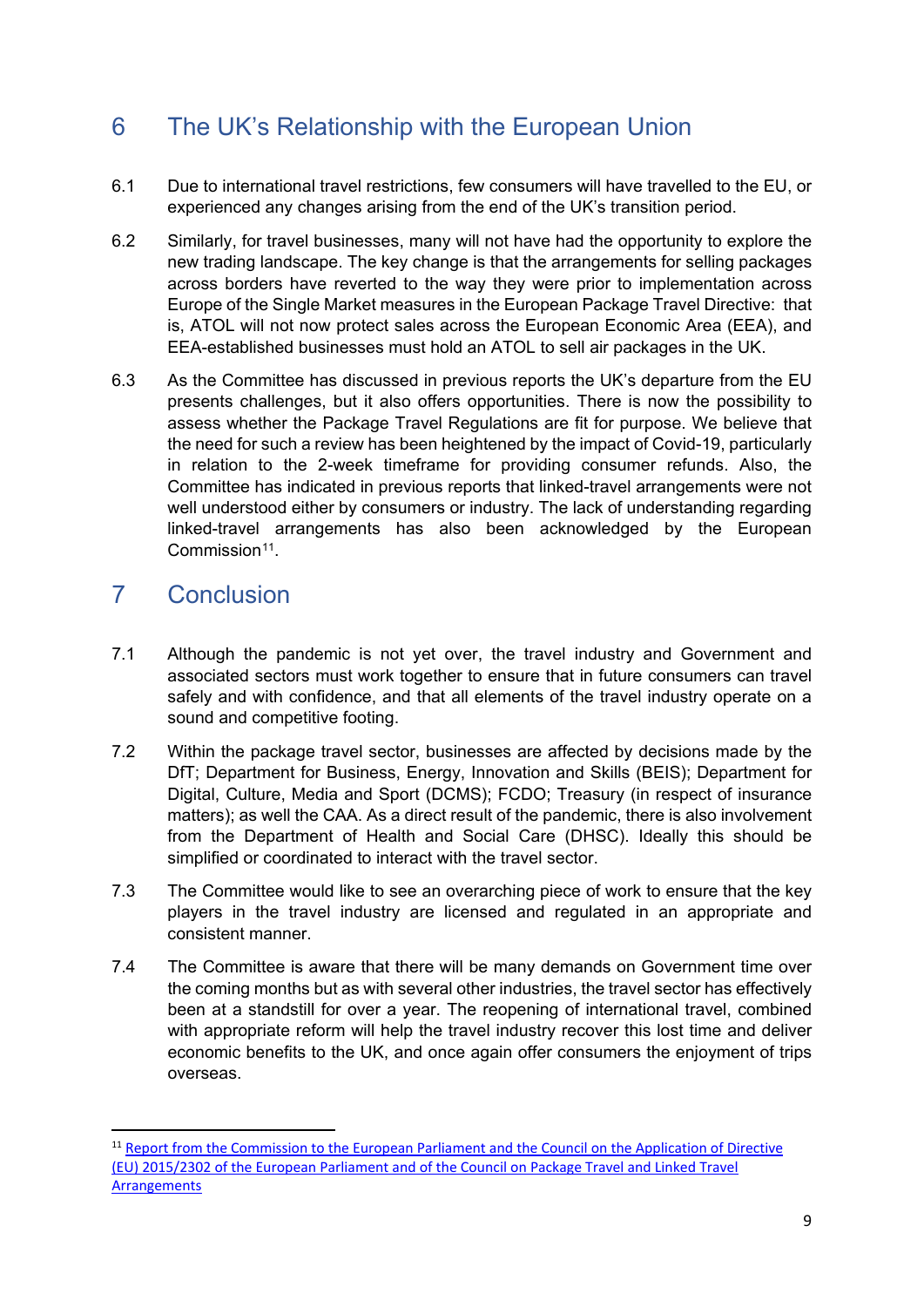## 6 The UK's Relationship with the European Union

6.1 Due to international travel restrictions, few consumers will have travelled to the EU, or experienced any changes arising from the end of the UK's transition period.

6.2 Similarly, for travel businesses, many will not have had the opportunity to explore the new trading landscape. The key change is that the arrangements for selling packages across borders have reverted to the way they were prior to implementation across Europe of the Single Market measures in the European Package Travel Directive: that is, ATOL will not now protect sales across the European Economic Area (EEA), and EEA-established businesses must hold an ATOL to sell air packages in the UK.

6.3 As the Committee has discussed in previous reports the UK's departure from the EU presents challenges, but it also offers opportunities. There is now the possibility to assess whether the Package Travel Regulations are fit for purpose. We believe that the need for such a review has been heightened by the impact of Covid-19, particularly in relation to the 2-week timeframe for providing consumer refunds. Also, the Committee has indicated in previous reports that linked-travel arrangements were not well understood either by consumers or industry. The lack of understanding regarding linked-travel arrangements has also been acknowledged by the European Commission[11].

## 7 Conclusion

7.1 Although the pandemic is not yet over, the travel industry and Government and associated sectors must work together to ensure that in future consumers can travel safely and with confidence, and that all elements of the travel industry operate on a sound and competitive footing.

7.2 Within the package travel sector, businesses are affected by decisions made by the DfT; Department for Business, Energy, Innovation and Skills (BEIS); Department for Digital, Culture, Media and Sport (DCMS); FCDO; Treasury (in respect of insurance matters); as well the CAA. As a direct result of the pandemic, there is also involvement from the Department of Health and Social Care (DHSC). Ideally this should be simplified or coordinated to interact with the travel sector.

7.3 The Committee would like to see an overarching piece of work to ensure that the key players in the travel industry are licensed and regulated in an appropriate and consistent manner.

7.4 The Committee is aware that there will be many demands on Government time over the coming months but as with several other industries, the travel sector has effectively been at a standstill for over a year. The reopening of international travel, combined with appropriate reform will help the travel industry recover this lost time and deliver economic benefits to the UK, and once again offer consumers the enjoyment of trips overseas.

---

[11] Report from the Commission to the European Parliament and the Council on the Application of Directive (EU) 2015/2302 of the European Parliament and of the Council on Package Travel and Linked Travel Arrangements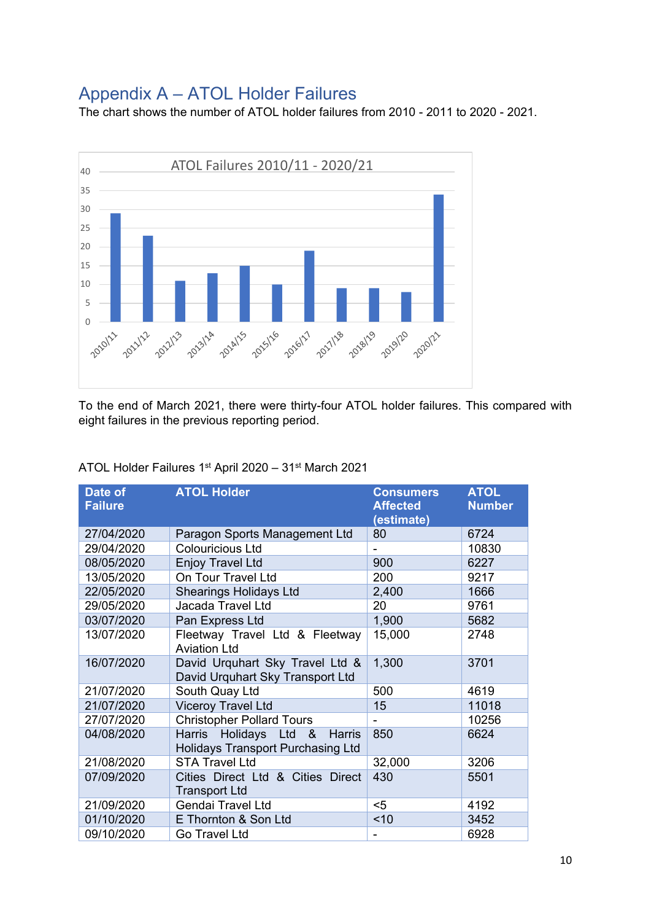## Appendix A – ATOL Holder Failures

The chart shows the number of ATOL holder failures from 2010 - 2011 to 2020 - 2021.

ATOL Failures 2010/11 - 2020/21

To the end of March 2021, there were thirty-four ATOL holder failures. This compared with eight failures in the previous reporting period.

ATOL Holder Failures 1st April 2020 – 31st March 2021

| Date of Failure | ATOL Holder | Consumers Affected (estimate) | ATOL Number |
|---|---|---|---|
| 27/04/2020 | Paragon Sports Management Ltd | 80 | 6724 |
| 29/04/2020 | Colouricious Ltd | - | 10830 |
| 08/05/2020 | Enjoy Travel Ltd | 900 | 6227 |
| 13/05/2020 | On Tour Travel Ltd | 200 | 9217 |
| 22/05/2020 | Shearings Holidays Ltd | 2,400 | 1666 |
| 29/05/2020 | Jacada Travel Ltd | 20 | 9761 |
| 03/07/2020 | Pan Express Ltd | 1,900 | 5682 |
| 13/07/2020 | Fleetway Travel Ltd & Fleetway Aviation Ltd | 15,000 | 2748 |
| 16/07/2020 | David Urquhart Sky Travel Ltd & David Urquhart Sky Transport Ltd | 1,300 | 3701 |
| 21/07/2020 | South Quay Ltd | 500 | 4619 |
| 21/07/2020 | Viceroy Travel Ltd | 15 | 11018 |
| 27/07/2020 | Christopher Pollard Tours | - | 10256 |
| 04/08/2020 | Harris Holidays Ltd & Harris Holidays Transport Purchasing Ltd | 850 | 6624 |
| 21/08/2020 | STA Travel Ltd | 32,000 | 3206 |
| 07/09/2020 | Cities Direct Ltd & Cities Direct Transport Ltd | 430 | 5501 |
| 21/09/2020 | Gendai Travel Ltd | <5 | 4192 |
| 01/10/2020 | E Thornton & Son Ltd | <10 | 3452 |
| 09/10/2020 | Go Travel Ltd | - | 6928 |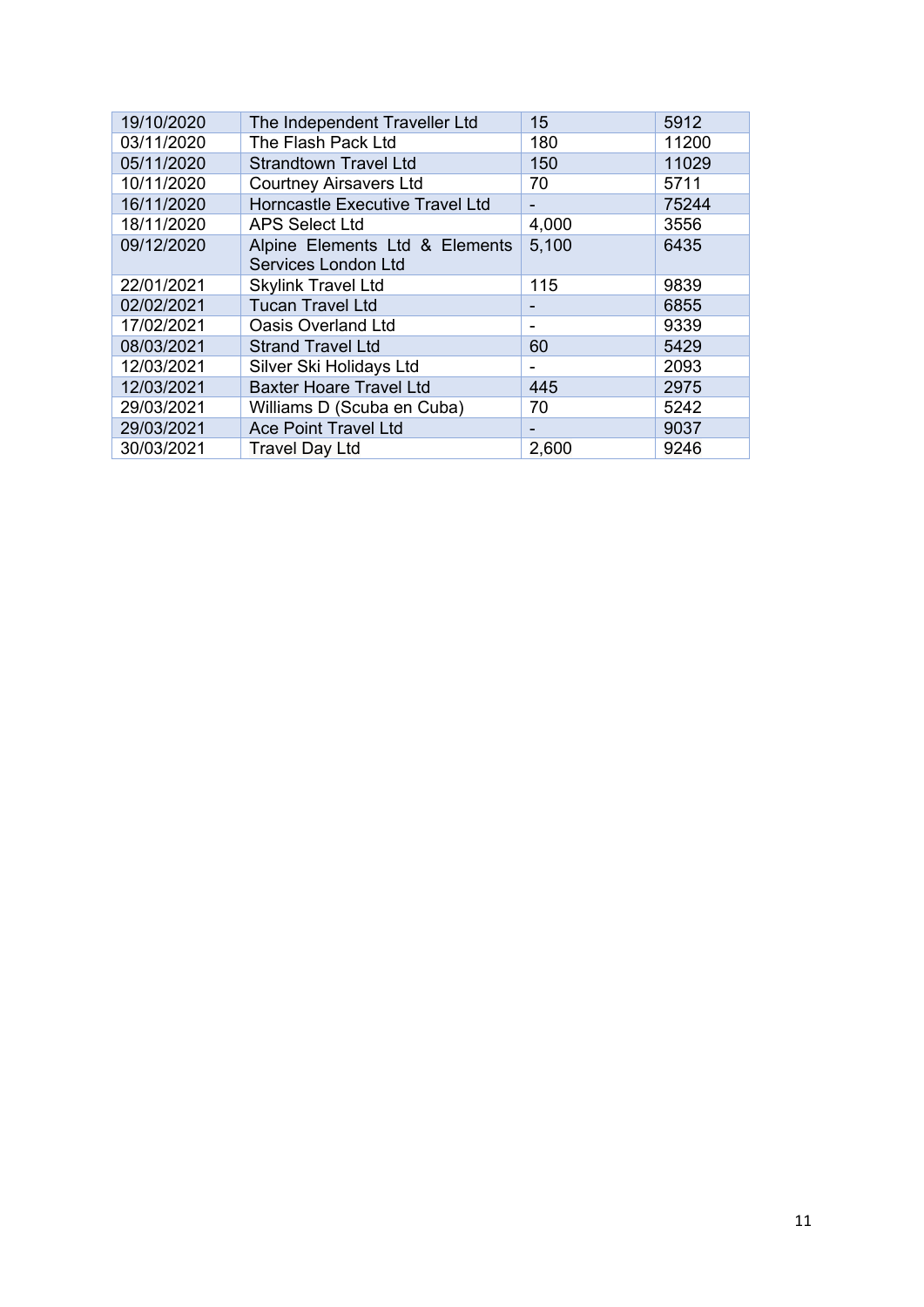| 19/10/2020 | The Independent Traveller Ltd | 15 | 5912 |
|---|---|---|---|
| 03/11/2020 | The Flash Pack Ltd | 180 | 11200 |
| 05/11/2020 | Strandtown Travel Ltd | 150 | 11029 |
| 10/11/2020 | Courtney Airsavers Ltd | 70 | 5711 |
| 16/11/2020 | Horncastle Executive Travel Ltd | - | 75244 |
| 18/11/2020 | APS Select Ltd | 4,000 | 3556 |
| 09/12/2020 | Alpine Elements Ltd & Elements Services London Ltd | 5,100 | 6435 |
| 22/01/2021 | Skylink Travel Ltd | 115 | 9839 |
| 02/02/2021 | Tucan Travel Ltd | - | 6855 |
| 17/02/2021 | Oasis Overland Ltd | - | 9339 |
| 08/03/2021 | Strand Travel Ltd | 60 | 5429 |
| 12/03/2021 | Silver Ski Holidays Ltd | - | 2093 |
| 12/03/2021 | Baxter Hoare Travel Ltd | 445 | 2975 |
| 29/03/2021 | Williams D (Scuba en Cuba) | 70 | 5242 |
| 29/03/2021 | Ace Point Travel Ltd | - | 9037 |
| 30/03/2021 | Travel Day Ltd | 2,600 | 9246 |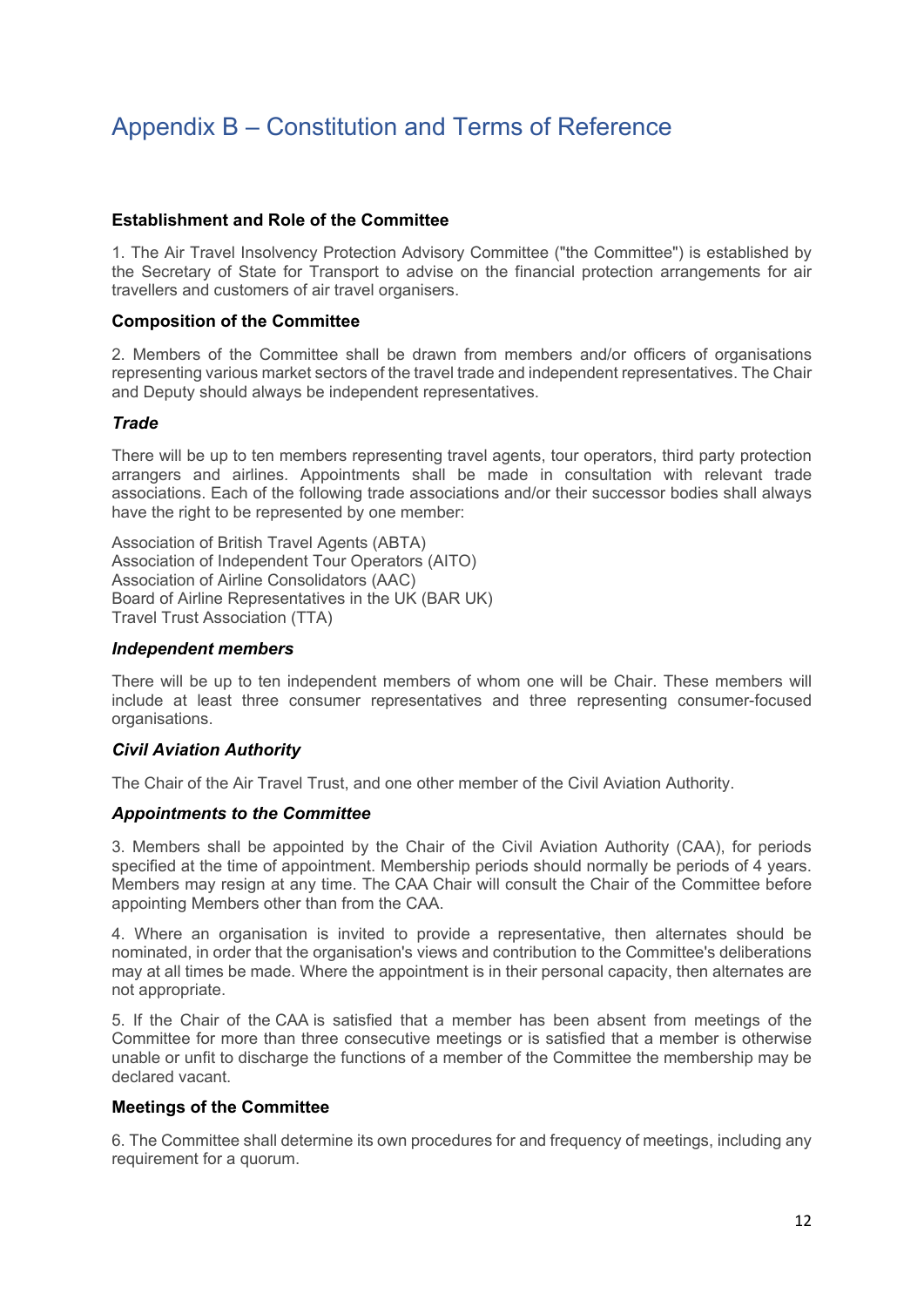# Appendix B – Constitution and Terms of Reference

**Establishment and Role of the Committee**

1. The Air Travel Insolvency Protection Advisory Committee ("the Committee") is established by the Secretary of State for Transport to advise on the financial protection arrangements for air travellers and customers of air travel organisers.

**Composition of the Committee**

2. Members of the Committee shall be drawn from members and/or officers of organisations representing various market sectors of the travel trade and independent representatives. The Chair and Deputy should always be independent representatives.

***Trade***

There will be up to ten members representing travel agents, tour operators, third party protection arrangers and airlines. Appointments shall be made in consultation with relevant trade associations. Each of the following trade associations and/or their successor bodies shall always have the right to be represented by one member:

Association of British Travel Agents (ABTA)
Association of Independent Tour Operators (AITO)
Association of Airline Consolidators (AAC)
Board of Airline Representatives in the UK (BAR UK)
Travel Trust Association (TTA)

***Independent members***

There will be up to ten independent members of whom one will be Chair. These members will include at least three consumer representatives and three representing consumer-focused organisations.

***Civil Aviation Authority***

The Chair of the Air Travel Trust, and one other member of the Civil Aviation Authority.

***Appointments to the Committee***

3. Members shall be appointed by the Chair of the Civil Aviation Authority (CAA), for periods specified at the time of appointment. Membership periods should normally be periods of 4 years. Members may resign at any time. The CAA Chair will consult the Chair of the Committee before appointing Members other than from the CAA.

4. Where an organisation is invited to provide a representative, then alternates should be nominated, in order that the organisation's views and contribution to the Committee's deliberations may at all times be made. Where the appointment is in their personal capacity, then alternates are not appropriate.

5. If the Chair of the CAA is satisfied that a member has been absent from meetings of the Committee for more than three consecutive meetings or is satisfied that a member is otherwise unable or unfit to discharge the functions of a member of the Committee the membership may be declared vacant.

**Meetings of the Committee**

6. The Committee shall determine its own procedures for and frequency of meetings, including any requirement for a quorum.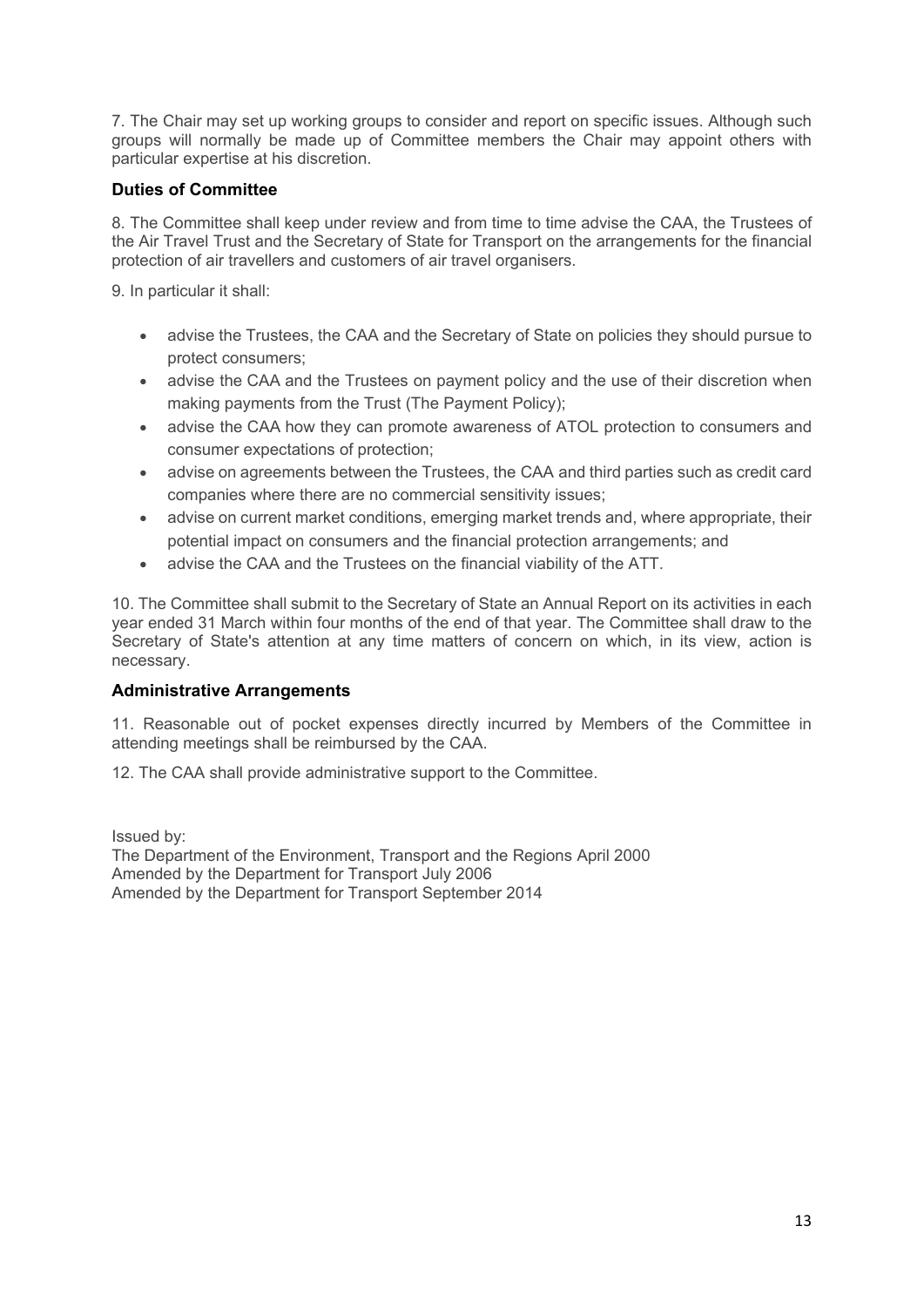7. The Chair may set up working groups to consider and report on specific issues. Although such groups will normally be made up of Committee members the Chair may appoint others with particular expertise at his discretion.

### Duties of Committee

8. The Committee shall keep under review and from time to time advise the CAA, the Trustees of the Air Travel Trust and the Secretary of State for Transport on the arrangements for the financial protection of air travellers and customers of air travel organisers.

9. In particular it shall:

- advise the Trustees, the CAA and the Secretary of State on policies they should pursue to protect consumers;
- advise the CAA and the Trustees on payment policy and the use of their discretion when making payments from the Trust (The Payment Policy);
- advise the CAA how they can promote awareness of ATOL protection to consumers and consumer expectations of protection;
- advise on agreements between the Trustees, the CAA and third parties such as credit card companies where there are no commercial sensitivity issues;
- advise on current market conditions, emerging market trends and, where appropriate, their potential impact on consumers and the financial protection arrangements; and
- advise the CAA and the Trustees on the financial viability of the ATT.

10. The Committee shall submit to the Secretary of State an Annual Report on its activities in each year ended 31 March within four months of the end of that year. The Committee shall draw to the Secretary of State's attention at any time matters of concern on which, in its view, action is necessary.

### Administrative Arrangements

11. Reasonable out of pocket expenses directly incurred by Members of the Committee in attending meetings shall be reimbursed by the CAA.

12. The CAA shall provide administrative support to the Committee.

Issued by:
The Department of the Environment, Transport and the Regions April 2000
Amended by the Department for Transport July 2006
Amended by the Department for Transport September 2014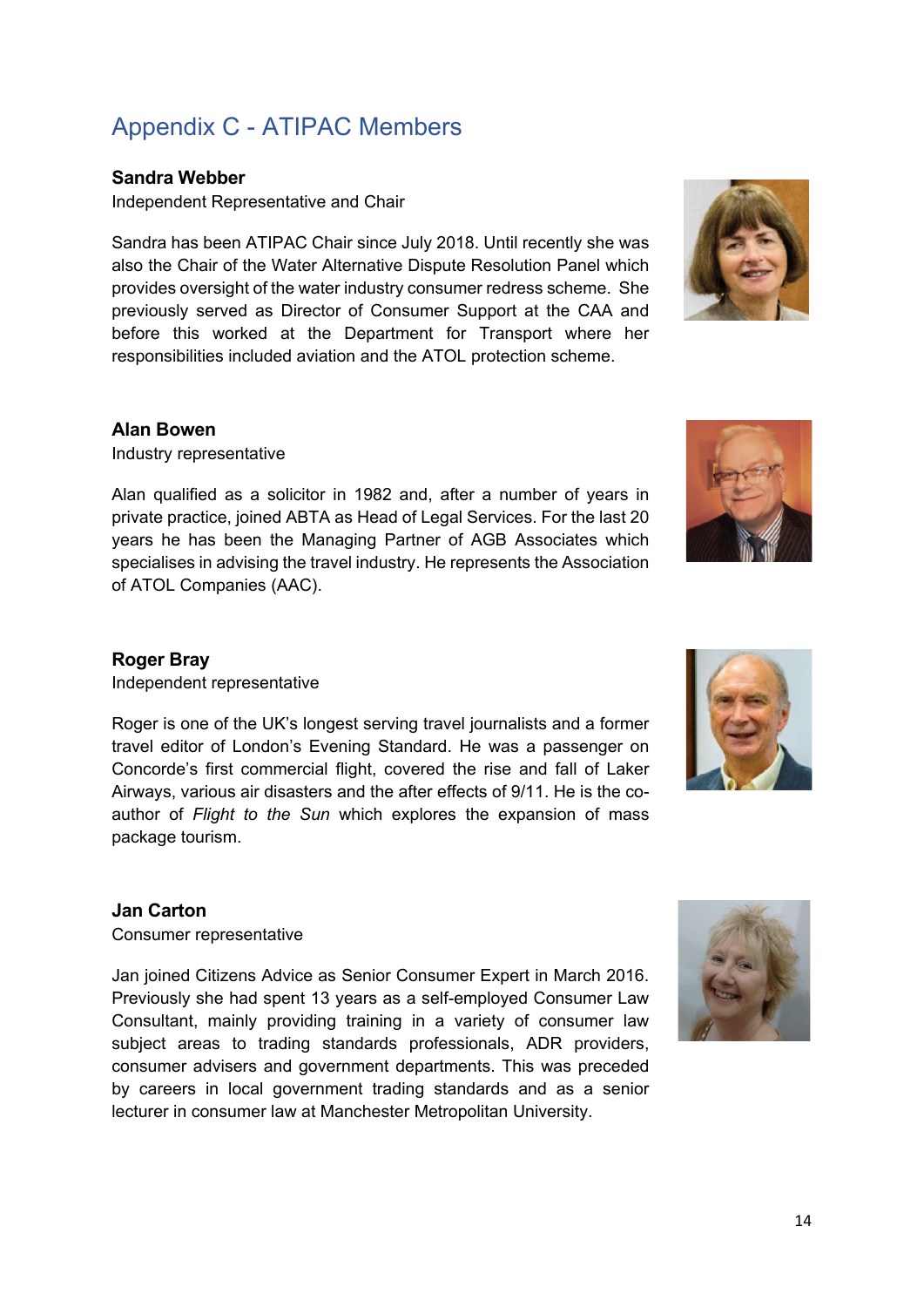# Appendix C - ATIPAC Members

**Sandra Webber**

Independent Representative and Chair

Sandra has been ATIPAC Chair since July 2018. Until recently she was also the Chair of the Water Alternative Dispute Resolution Panel which provides oversight of the water industry consumer redress scheme. She previously served as Director of Consumer Support at the CAA and before this worked at the Department for Transport where her responsibilities included aviation and the ATOL protection scheme.

**Alan Bowen**

Industry representative

Alan qualified as a solicitor in 1982 and, after a number of years in private practice, joined ABTA as Head of Legal Services. For the last 20 years he has been the Managing Partner of AGB Associates which specialises in advising the travel industry. He represents the Association of ATOL Companies (AAC).

**Roger Bray**

Independent representative

Roger is one of the UK's longest serving travel journalists and a former travel editor of London's Evening Standard. He was a passenger on Concorde's first commercial flight, covered the rise and fall of Laker Airways, various air disasters and the after effects of 9/11. He is the co-author of *Flight to the Sun* which explores the expansion of mass package tourism.

**Jan Carton**

Consumer representative

Jan joined Citizens Advice as Senior Consumer Expert in March 2016. Previously she had spent 13 years as a self-employed Consumer Law Consultant, mainly providing training in a variety of consumer law subject areas to trading standards professionals, ADR providers, consumer advisers and government departments. This was preceded by careers in local government trading standards and as a senior lecturer in consumer law at Manchester Metropolitan University.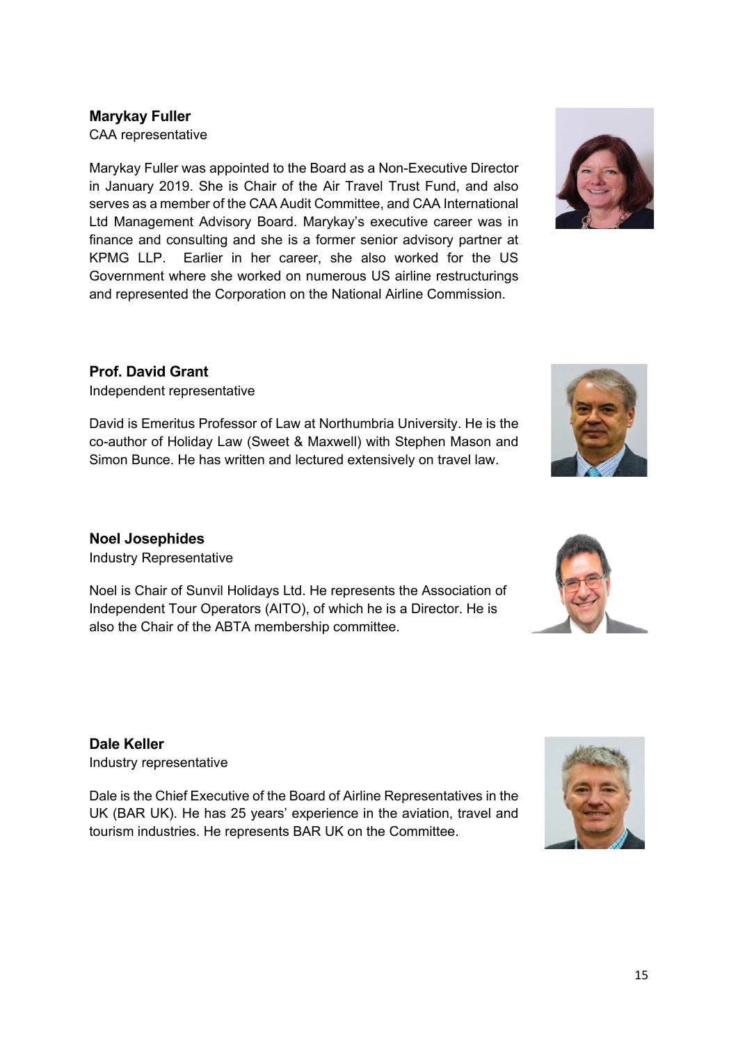**Marykay Fuller**
CAA representative

Marykay Fuller was appointed to the Board as a Non-Executive Director in January 2019. She is Chair of the Air Travel Trust Fund, and also serves as a member of the CAA Audit Committee, and CAA International Ltd Management Advisory Board. Marykay's executive career was in finance and consulting and she is a former senior advisory partner at KPMG LLP. Earlier in her career, she also worked for the US Government where she worked on numerous US airline restructurings and represented the Corporation on the National Airline Commission.

**Prof. David Grant**
Independent representative

David is Emeritus Professor of Law at Northumbria University. He is the co-author of Holiday Law (Sweet & Maxwell) with Stephen Mason and Simon Bunce. He has written and lectured extensively on travel law.

**Noel Josephides**
Industry Representative

Noel is Chair of Sunvil Holidays Ltd. He represents the Association of Independent Tour Operators (AITO), of which he is a Director. He is also the Chair of the ABTA membership committee.

**Dale Keller**
Industry representative

Dale is the Chief Executive of the Board of Airline Representatives in the UK (BAR UK). He has 25 years' experience in the aviation, travel and tourism industries. He represents BAR UK on the Committee.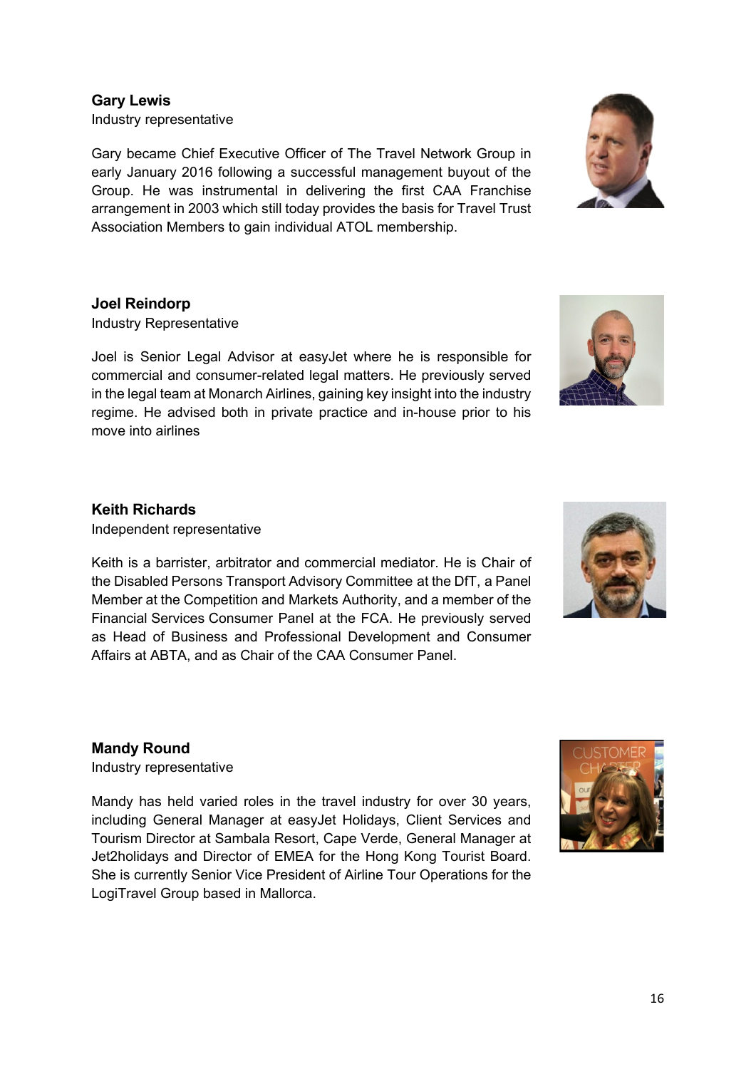**Gary Lewis**
Industry representative

Gary became Chief Executive Officer of The Travel Network Group in early January 2016 following a successful management buyout of the Group. He was instrumental in delivering the first CAA Franchise arrangement in 2003 which still today provides the basis for Travel Trust Association Members to gain individual ATOL membership.

**Joel Reindorp**
Industry Representative

Joel is Senior Legal Advisor at easyJet where he is responsible for commercial and consumer-related legal matters. He previously served in the legal team at Monarch Airlines, gaining key insight into the industry regime. He advised both in private practice and in-house prior to his move into airlines

**Keith Richards**
Independent representative

Keith is a barrister, arbitrator and commercial mediator. He is Chair of the Disabled Persons Transport Advisory Committee at the DfT, a Panel Member at the Competition and Markets Authority, and a member of the Financial Services Consumer Panel at the FCA. He previously served as Head of Business and Professional Development and Consumer Affairs at ABTA, and as Chair of the CAA Consumer Panel.

**Mandy Round**
Industry representative

Mandy has held varied roles in the travel industry for over 30 years, including General Manager at easyJet Holidays, Client Services and Tourism Director at Sambala Resort, Cape Verde, General Manager at Jet2holidays and Director of EMEA for the Hong Kong Tourist Board. She is currently Senior Vice President of Airline Tour Operations for the LogiTravel Group based in Mallorca.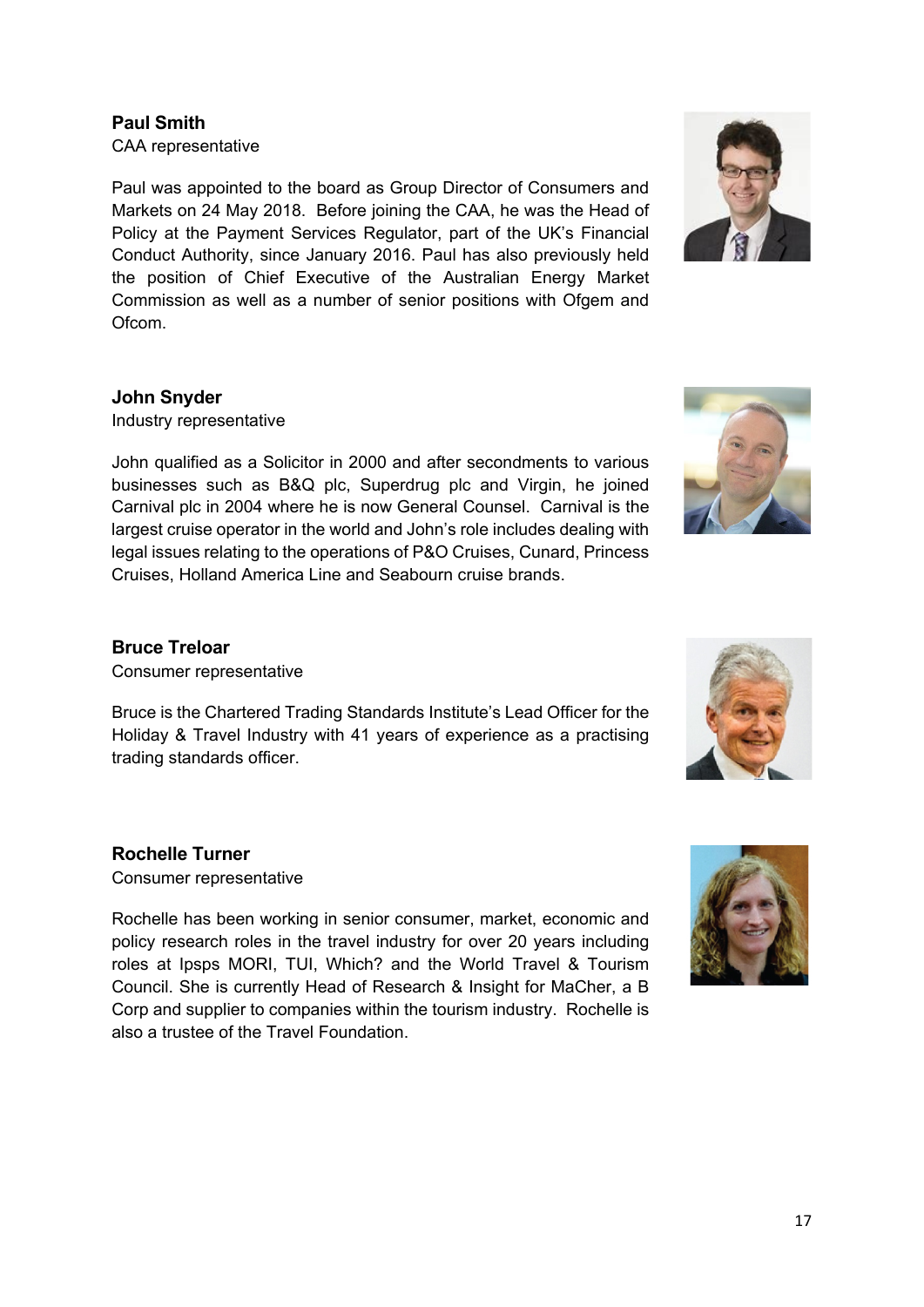**Paul Smith**

CAA representative

Paul was appointed to the board as Group Director of Consumers and Markets on 24 May 2018. Before joining the CAA, he was the Head of Policy at the Payment Services Regulator, part of the UK's Financial Conduct Authority, since January 2016. Paul has also previously held the position of Chief Executive of the Australian Energy Market Commission as well as a number of senior positions with Ofgem and Ofcom.

**John Snyder**

Industry representative

John qualified as a Solicitor in 2000 and after secondments to various businesses such as B&Q plc, Superdrug plc and Virgin, he joined Carnival plc in 2004 where he is now General Counsel. Carnival is the largest cruise operator in the world and John's role includes dealing with legal issues relating to the operations of P&O Cruises, Cunard, Princess Cruises, Holland America Line and Seabourn cruise brands.

**Bruce Treloar**

Consumer representative

Bruce is the Chartered Trading Standards Institute's Lead Officer for the Holiday & Travel Industry with 41 years of experience as a practising trading standards officer.

**Rochelle Turner**

Consumer representative

Rochelle has been working in senior consumer, market, economic and policy research roles in the travel industry for over 20 years including roles at Ipsps MORI, TUI, Which? and the World Travel & Tourism Council. She is currently Head of Research & Insight for MaCher, a B Corp and supplier to companies within the tourism industry. Rochelle is also a trustee of the Travel Foundation.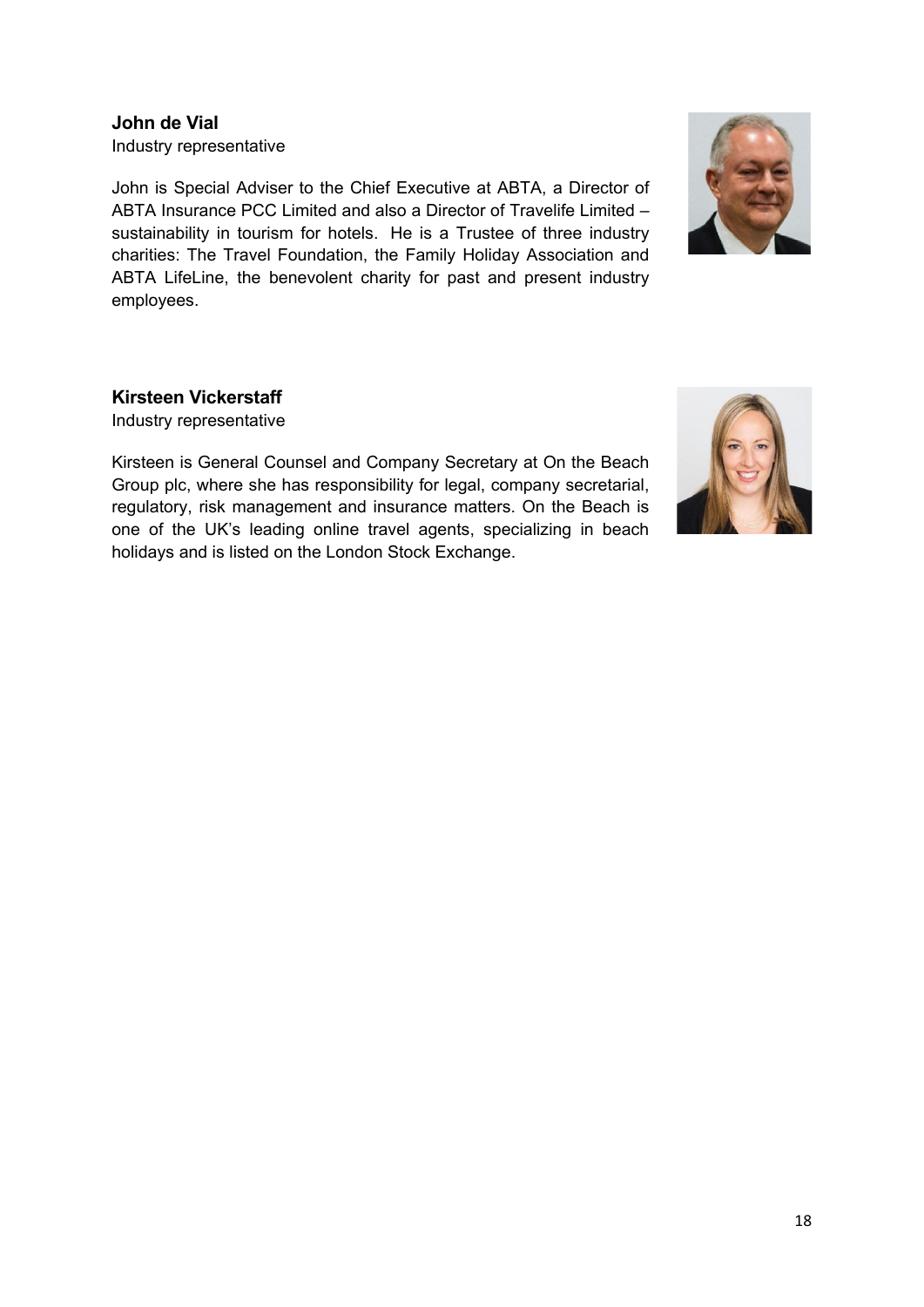**John de Vial**
Industry representative

John is Special Adviser to the Chief Executive at ABTA, a Director of ABTA Insurance PCC Limited and also a Director of Travelife Limited – sustainability in tourism for hotels. He is a Trustee of three industry charities: The Travel Foundation, the Family Holiday Association and ABTA LifeLine, the benevolent charity for past and present industry employees.

**Kirsteen Vickerstaff**
Industry representative

Kirsteen is General Counsel and Company Secretary at On the Beach Group plc, where she has responsibility for legal, company secretarial, regulatory, risk management and insurance matters. On the Beach is one of the UK's leading online travel agents, specializing in beach holidays and is listed on the London Stock Exchange.